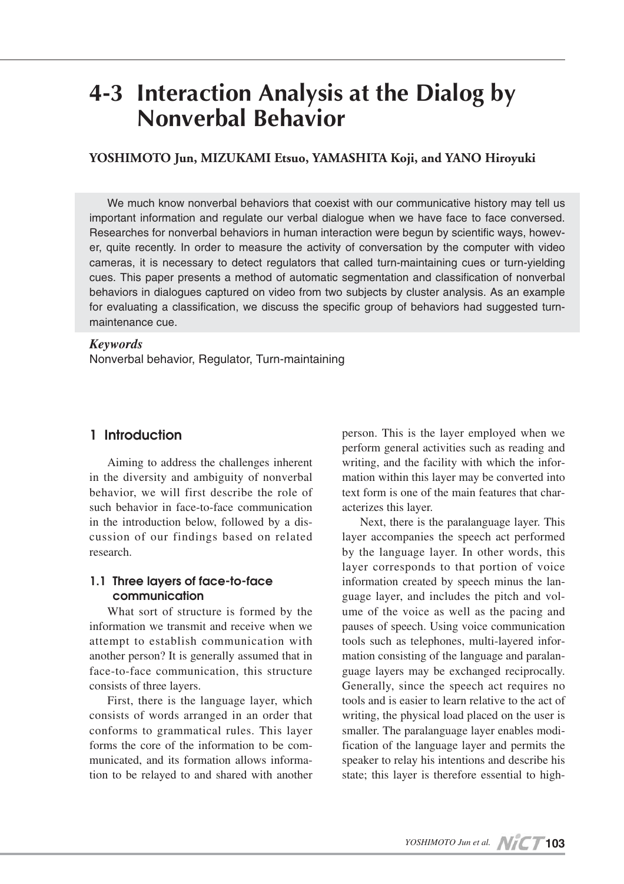# 4-3 Interaction Analysis at the Dialog by Nonverbal Behavior

**YOSHIMOTO Jun, MIZUKAMI Etsuo, YAMASHITA Koji, and YANO Hiroyuki**

We much know nonverbal behaviors that coexist with our communicative history may tell us important information and regulate our verbal dialogue when we have face to face conversed. Researches for nonverbal behaviors in human interaction were begun by scientific ways, however, quite recently. In order to measure the activity of conversation by the computer with video cameras, it is necessary to detect regulators that called turn-maintaining cues or turn-yielding cues. This paper presents a method of automatic segmentation and classification of nonverbal behaviors in dialogues captured on video from two subjects by cluster analysis. As an example for evaluating a classification, we discuss the specific group of behaviors had suggested turn-maintenance cue.

***Keywords***
Nonverbal behavior, Regulator, Turn-maintaining

## 1 Introduction

Aiming to address the challenges inherent in the diversity and ambiguity of nonverbal behavior, we will first describe the role of such behavior in face-to-face communication in the introduction below, followed by a discussion of our findings based on related research.

### 1.1 Three layers of face-to-face communication

What sort of structure is formed by the information we transmit and receive when we attempt to establish communication with another person? It is generally assumed that in face-to-face communication, this structure consists of three layers.

First, there is the language layer, which consists of words arranged in an order that conforms to grammatical rules. This layer forms the core of the information to be communicated, and its formation allows information to be relayed to and shared with another person. This is the layer employed when we perform general activities such as reading and writing, and the facility with which the information within this layer may be converted into text form is one of the main features that characterizes this layer.

Next, there is the paralanguage layer. This layer accompanies the speech act performed by the language layer. In other words, this layer corresponds to that portion of voice information created by speech minus the language layer, and includes the pitch and volume of the voice as well as the pacing and pauses of speech. Using voice communication tools such as telephones, multi-layered information consisting of the language and paralanguage layers may be exchanged reciprocally. Generally, since the speech act requires no tools and is easier to learn relative to the act of writing, the physical load placed on the user is smaller. The paralanguage layer enables modification of the language layer and permits the speaker to relay his intentions and describe his state; this layer is therefore essential to high-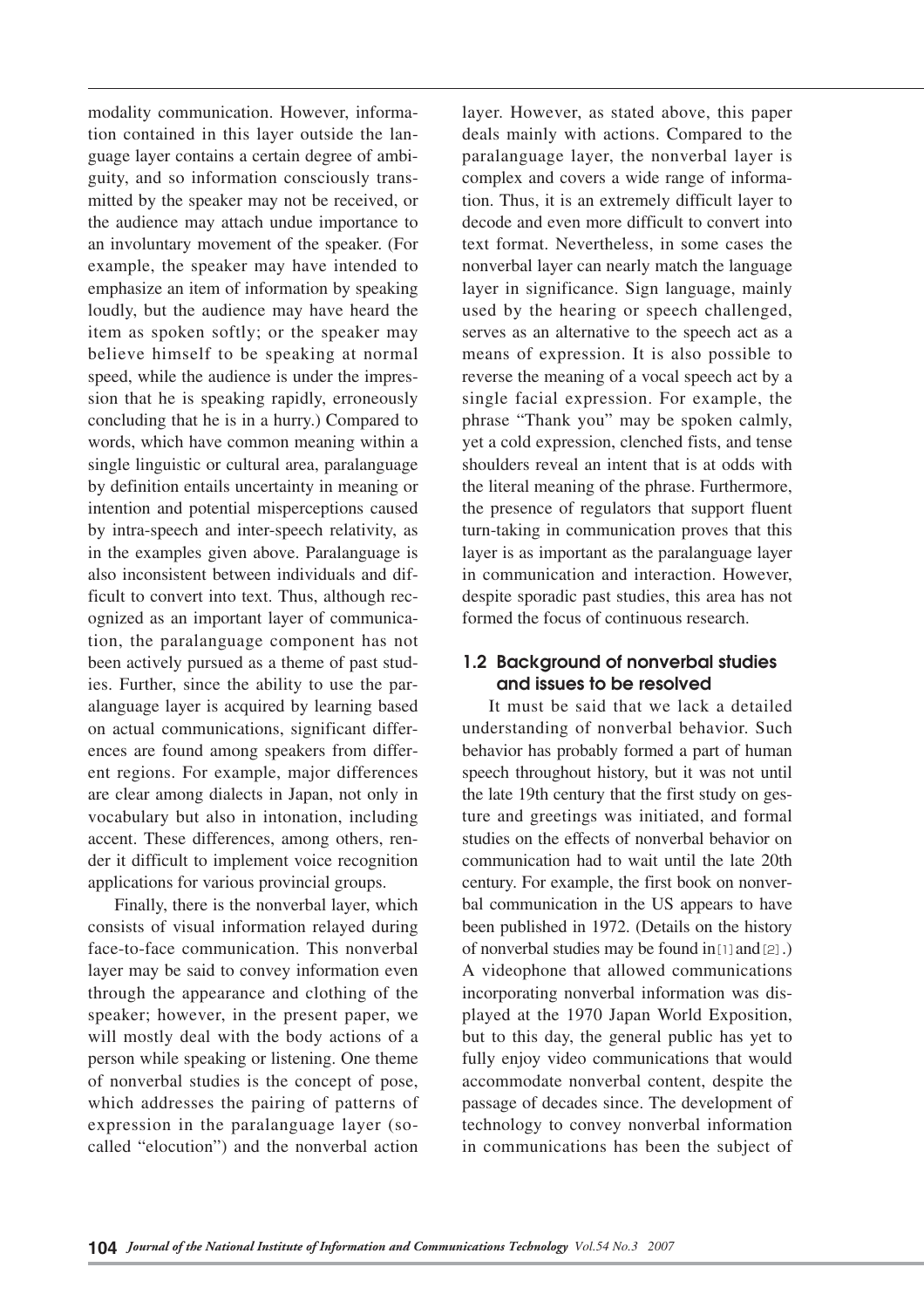modality communication. However, information contained in this layer outside the language layer contains a certain degree of ambiguity, and so information consciously transmitted by the speaker may not be received, or the audience may attach undue importance to an involuntary movement of the speaker. (For example, the speaker may have intended to emphasize an item of information by speaking loudly, but the audience may have heard the item as spoken softly; or the speaker may believe himself to be speaking at normal speed, while the audience is under the impression that he is speaking rapidly, erroneously concluding that he is in a hurry.) Compared to words, which have common meaning within a single linguistic or cultural area, paralanguage by definition entails uncertainty in meaning or intention and potential misperceptions caused by intra-speech and inter-speech relativity, as in the examples given above. Paralanguage is also inconsistent between individuals and difficult to convert into text. Thus, although recognized as an important layer of communication, the paralanguage component has not been actively pursued as a theme of past studies. Further, since the ability to use the paralanguage layer is acquired by learning based on actual communications, significant differences are found among speakers from different regions. For example, major differences are clear among dialects in Japan, not only in vocabulary but also in intonation, including accent. These differences, among others, render it difficult to implement voice recognition applications for various provincial groups.

Finally, there is the nonverbal layer, which consists of visual information relayed during face-to-face communication. This nonverbal layer may be said to convey information even through the appearance and clothing of the speaker; however, in the present paper, we will mostly deal with the body actions of a person while speaking or listening. One theme of nonverbal studies is the concept of pose, which addresses the pairing of patterns of expression in the paralanguage layer (so-called "elocution") and the nonverbal action layer. However, as stated above, this paper deals mainly with actions. Compared to the paralanguage layer, the nonverbal layer is complex and covers a wide range of information. Thus, it is an extremely difficult layer to decode and even more difficult to convert into text format. Nevertheless, in some cases the nonverbal layer can nearly match the language layer in significance. Sign language, mainly used by the hearing or speech challenged, serves as an alternative to the speech act as a means of expression. It is also possible to reverse the meaning of a vocal speech act by a single facial expression. For example, the phrase "Thank you" may be spoken calmly, yet a cold expression, clenched fists, and tense shoulders reveal an intent that is at odds with the literal meaning of the phrase. Furthermore, the presence of regulators that support fluent turn-taking in communication proves that this layer is as important as the paralanguage layer in communication and interaction. However, despite sporadic past studies, this area has not formed the focus of continuous research.

### 1.2 Background of nonverbal studies and issues to be resolved

It must be said that we lack a detailed understanding of nonverbal behavior. Such behavior has probably formed a part of human speech throughout history, but it was not until the late 19th century that the first study on gesture and greetings was initiated, and formal studies on the effects of nonverbal behavior on communication had to wait until the late 20th century. For example, the first book on nonverbal communication in the US appears to have been published in 1972. (Details on the history of nonverbal studies may be found in[1] and[2].) A videophone that allowed communications incorporating nonverbal information was displayed at the 1970 Japan World Exposition, but to this day, the general public has yet to fully enjoy video communications that would accommodate nonverbal content, despite the passage of decades since. The development of technology to convey nonverbal information in communications has been the subject of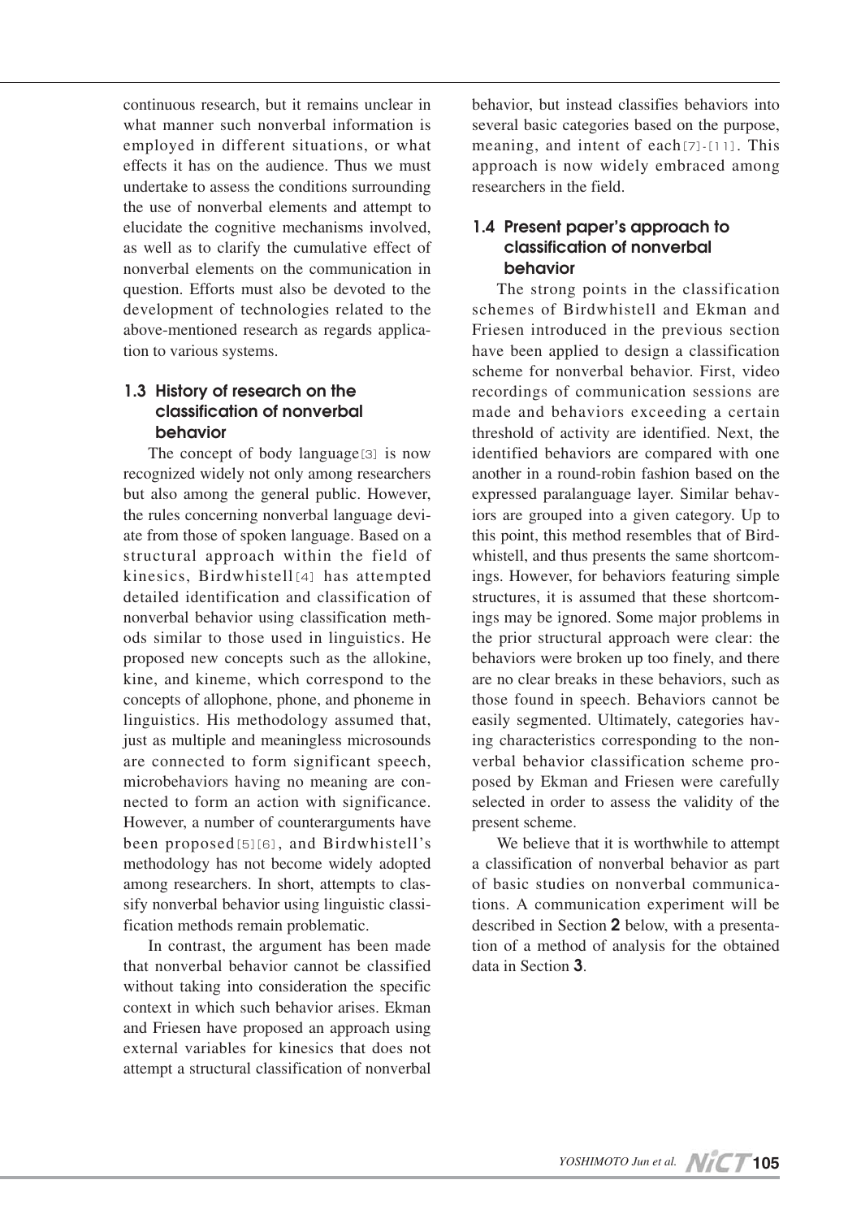continuous research, but it remains unclear in what manner such nonverbal information is employed in different situations, or what effects it has on the audience. Thus we must undertake to assess the conditions surrounding the use of nonverbal elements and attempt to elucidate the cognitive mechanisms involved, as well as to clarify the cumulative effect of nonverbal elements on the communication in question. Efforts must also be devoted to the development of technologies related to the above-mentioned research as regards application to various systems.

### 1.3 History of research on the classification of nonverbal behavior

The concept of body language[3] is now recognized widely not only among researchers but also among the general public. However, the rules concerning nonverbal language deviate from those of spoken language. Based on a structural approach within the field of kinesics, Birdwhistell[4] has attempted detailed identification and classification of nonverbal behavior using classification methods similar to those used in linguistics. He proposed new concepts such as the allokine, kine, and kineme, which correspond to the concepts of allophone, phone, and phoneme in linguistics. His methodology assumed that, just as multiple and meaningless microsounds are connected to form significant speech, microbehaviors having no meaning are connected to form an action with significance. However, a number of counterarguments have been proposed[5][6], and Birdwhistell's methodology has not become widely adopted among researchers. In short, attempts to classify nonverbal behavior using linguistic classification methods remain problematic.

In contrast, the argument has been made that nonverbal behavior cannot be classified without taking into consideration the specific context in which such behavior arises. Ekman and Friesen have proposed an approach using external variables for kinesics that does not attempt a structural classification of nonverbal behavior, but instead classifies behaviors into several basic categories based on the purpose, meaning, and intent of each[7]-[11]. This approach is now widely embraced among researchers in the field.

### 1.4 Present paper's approach to classification of nonverbal behavior

The strong points in the classification schemes of Birdwhistell and Ekman and Friesen introduced in the previous section have been applied to design a classification scheme for nonverbal behavior. First, video recordings of communication sessions are made and behaviors exceeding a certain threshold of activity are identified. Next, the identified behaviors are compared with one another in a round-robin fashion based on the expressed paralanguage layer. Similar behaviors are grouped into a given category. Up to this point, this method resembles that of Birdwhistell, and thus presents the same shortcomings. However, for behaviors featuring simple structures, it is assumed that these shortcomings may be ignored. Some major problems in the prior structural approach were clear: the behaviors were broken up too finely, and there are no clear breaks in these behaviors, such as those found in speech. Behaviors cannot be easily segmented. Ultimately, categories having characteristics corresponding to the nonverbal behavior classification scheme proposed by Ekman and Friesen were carefully selected in order to assess the validity of the present scheme.

We believe that it is worthwhile to attempt a classification of nonverbal behavior as part of basic studies on nonverbal communications. A communication experiment will be described in Section **2** below, with a presentation of a method of analysis for the obtained data in Section **3**.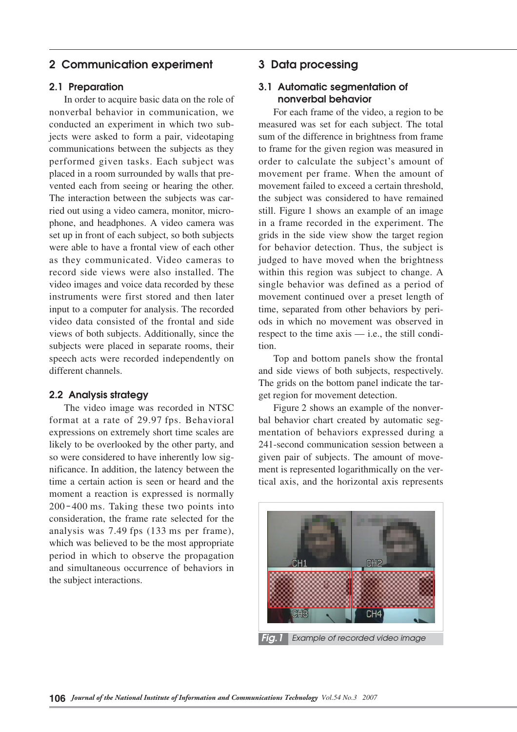## 2 Communication experiment

### 2.1 Preparation

In order to acquire basic data on the role of nonverbal behavior in communication, we conducted an experiment in which two subjects were asked to form a pair, videotaping communications between the subjects as they performed given tasks. Each subject was placed in a room surrounded by walls that prevented each from seeing or hearing the other. The interaction between the subjects was carried out using a video camera, monitor, microphone, and headphones. A video camera was set up in front of each subject, so both subjects were able to have a frontal view of each other as they communicated. Video cameras to record side views were also installed. The video images and voice data recorded by these instruments were first stored and then later input to a computer for analysis. The recorded video data consisted of the frontal and side views of both subjects. Additionally, since the subjects were placed in separate rooms, their speech acts were recorded independently on different channels.

### 2.2 Analysis strategy

The video image was recorded in NTSC format at a rate of 29.97 fps. Behavioral expressions on extremely short time scales are likely to be overlooked by the other party, and so were considered to have inherently low significance. In addition, the latency between the time a certain action is seen or heard and the moment a reaction is expressed is normally 200-400 ms. Taking these two points into consideration, the frame rate selected for the analysis was 7.49 fps (133 ms per frame), which was believed to be the most appropriate period in which to observe the propagation and simultaneous occurrence of behaviors in the subject interactions.

## 3 Data processing

### 3.1 Automatic segmentation of nonverbal behavior

For each frame of the video, a region to be measured was set for each subject. The total sum of the difference in brightness from frame to frame for the given region was measured in order to calculate the subject's amount of movement per frame. When the amount of movement failed to exceed a certain threshold, the subject was considered to have remained still. Figure 1 shows an example of an image in a frame recorded in the experiment. The grids in the side view show the target region for behavior detection. Thus, the subject is judged to have moved when the brightness within this region was subject to change. A single behavior was defined as a period of movement continued over a preset length of time, separated from other behaviors by periods in which no movement was observed in respect to the time axis — i.e., the still condition.

Top and bottom panels show the frontal and side views of both subjects, respectively. The grids on the bottom panel indicate the target region for movement detection.

Figure 2 shows an example of the nonverbal behavior chart created by automatic segmentation of behaviors expressed during a 241-second communication session between a given pair of subjects. The amount of movement is represented logarithmically on the vertical axis, and the horizontal axis represents

**Fig.1** Example of recorded video image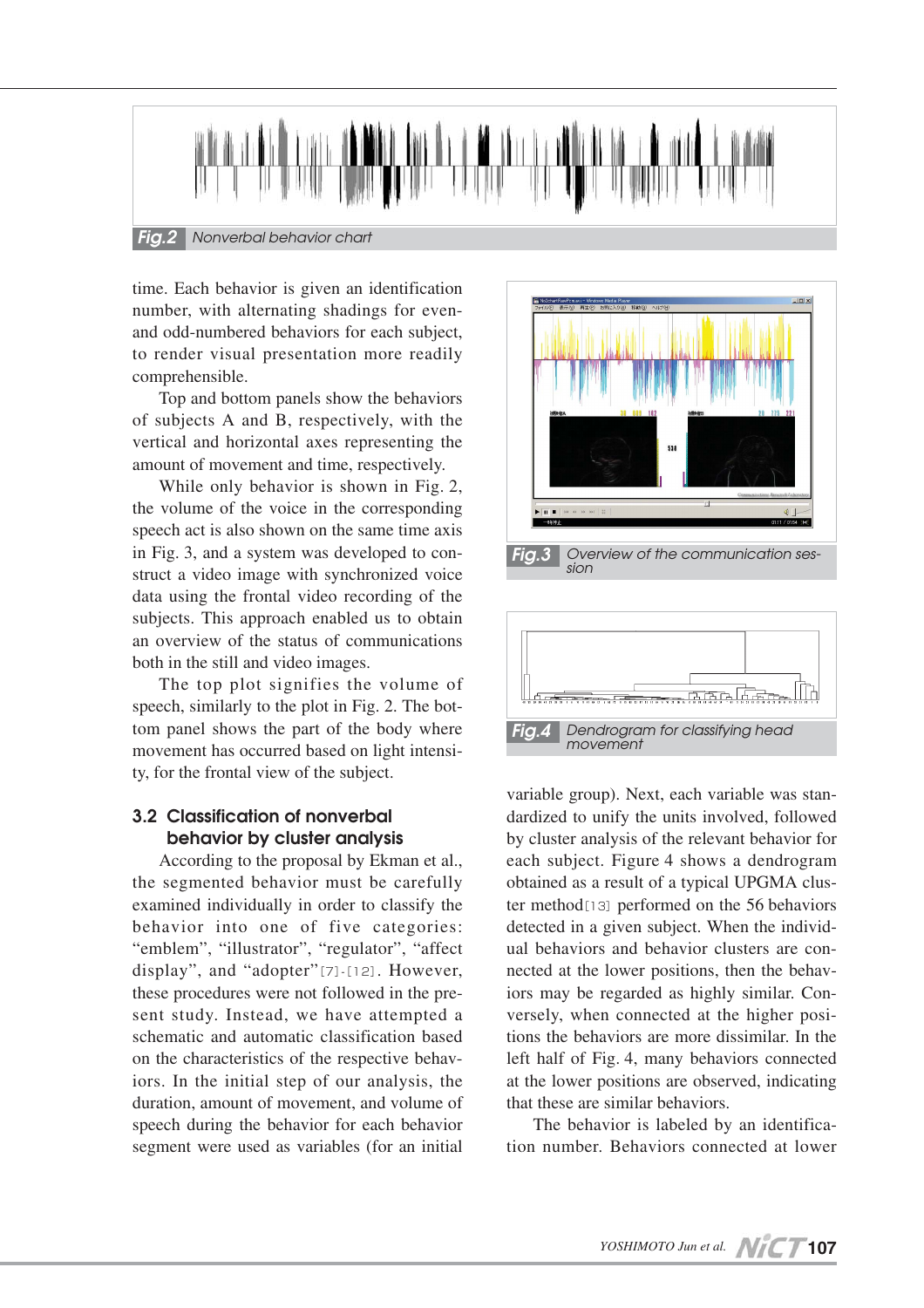Fig.2 Nonverbal behavior chart

time. Each behavior is given an identification number, with alternating shadings for even- and odd-numbered behaviors for each subject, to render visual presentation more readily comprehensible.

Top and bottom panels show the behaviors of subjects A and B, respectively, with the vertical and horizontal axes representing the amount of movement and time, respectively.

While only behavior is shown in Fig. 2, the volume of the voice in the corresponding speech act is also shown on the same time axis in Fig. 3, and a system was developed to construct a video image with synchronized voice data using the frontal video recording of the subjects. This approach enabled us to obtain an overview of the status of communications both in the still and video images.

The top plot signifies the volume of speech, similarly to the plot in Fig. 2. The bottom panel shows the part of the body where movement has occurred based on light intensity, for the frontal view of the subject.

## 3.2 Classification of nonverbal behavior by cluster analysis

According to the proposal by Ekman et al., the segmented behavior must be carefully examined individually in order to classify the behavior into one of five categories: "emblem", "illustrator", "regulator", "affect display", and "adopter"[7]-[12]. However, these procedures were not followed in the present study. Instead, we have attempted a schematic and automatic classification based on the characteristics of the respective behaviors. In the initial step of our analysis, the duration, amount of movement, and volume of speech during the behavior for each behavior segment were used as variables (for an initial variable group). Next, each variable was standardized to unify the units involved, followed by cluster analysis of the relevant behavior for each subject. Figure 4 shows a dendrogram obtained as a result of a typical UPGMA cluster method[13] performed on the 56 behaviors detected in a given subject. When the individual behaviors and behavior clusters are connected at the lower positions, then the behaviors may be regarded as highly similar. Conversely, when connected at the higher positions the behaviors are more dissimilar. In the left half of Fig. 4, many behaviors connected at the lower positions are observed, indicating that these are similar behaviors.

The behavior is labeled by an identification number. Behaviors connected at lower

Fig.3 Overview of the communication session

Fig.4 Dendrogram for classifying head movement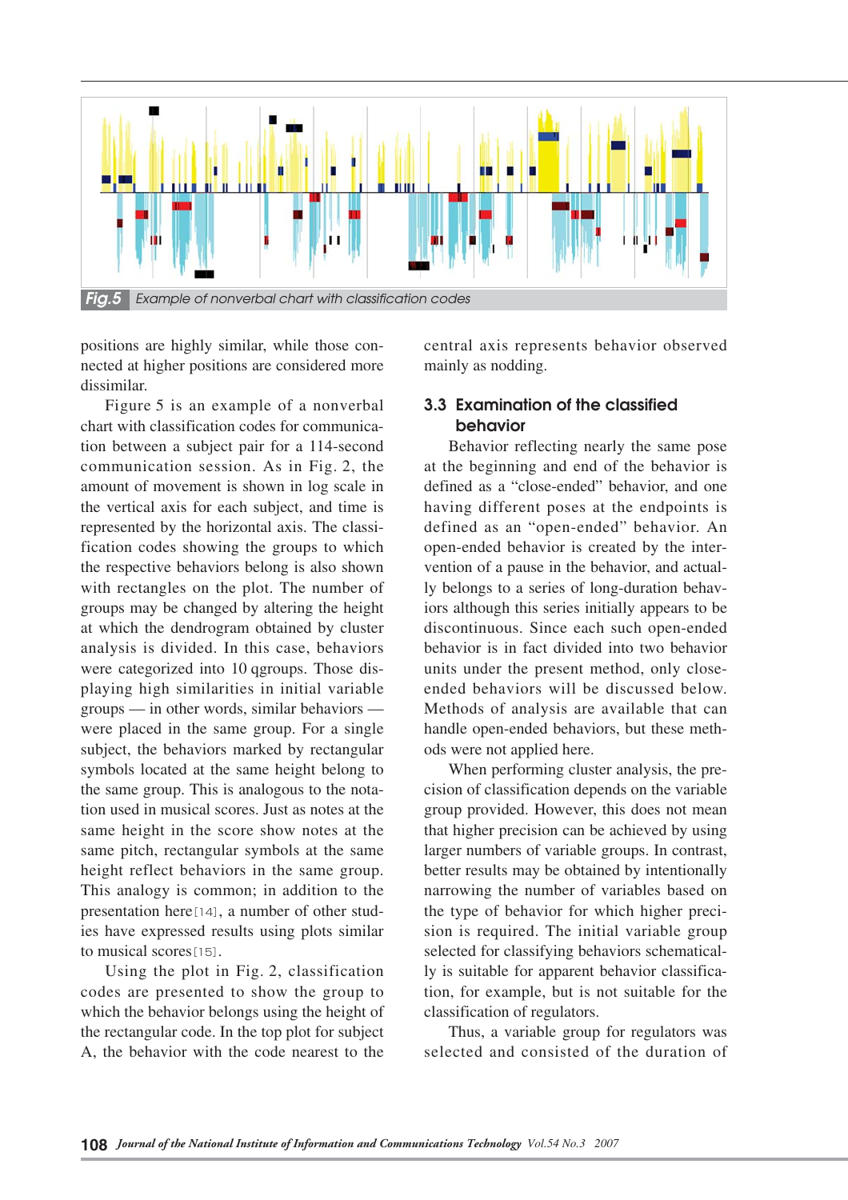Fig.5 Example of nonverbal chart with classification codes

positions are highly similar, while those connected at higher positions are considered more dissimilar.

Figure 5 is an example of a nonverbal chart with classification codes for communication between a subject pair for a 114-second communication session. As in Fig. 2, the amount of movement is shown in log scale in the vertical axis for each subject, and time is represented by the horizontal axis. The classification codes showing the groups to which the respective behaviors belong is also shown with rectangles on the plot. The number of groups may be changed by altering the height at which the dendrogram obtained by cluster analysis is divided. In this case, behaviors were categorized into 10 qgroups. Those displaying high similarities in initial variable groups — in other words, similar behaviors — were placed in the same group. For a single subject, the behaviors marked by rectangular symbols located at the same height belong to the same group. This is analogous to the notation used in musical scores. Just as notes at the same height in the score show notes at the same pitch, rectangular symbols at the same height reflect behaviors in the same group. This analogy is common; in addition to the presentation here[14], a number of other studies have expressed results using plots similar to musical scores[15].

Using the plot in Fig. 2, classification codes are presented to show the group to which the behavior belongs using the height of the rectangular code. In the top plot for subject A, the behavior with the code nearest to the central axis represents behavior observed mainly as nodding.

## 3.3 Examination of the classified behavior

Behavior reflecting nearly the same pose at the beginning and end of the behavior is defined as a "close-ended" behavior, and one having different poses at the endpoints is defined as an "open-ended" behavior. An open-ended behavior is created by the intervention of a pause in the behavior, and actually belongs to a series of long-duration behaviors although this series initially appears to be discontinuous. Since each such open-ended behavior is in fact divided into two behavior units under the present method, only close-ended behaviors will be discussed below. Methods of analysis are available that can handle open-ended behaviors, but these methods were not applied here.

When performing cluster analysis, the precision of classification depends on the variable group provided. However, this does not mean that higher precision can be achieved by using larger numbers of variable groups. In contrast, better results may be obtained by intentionally narrowing the number of variables based on the type of behavior for which higher precision is required. The initial variable group selected for classifying behaviors schematically is suitable for apparent behavior classification, for example, but is not suitable for the classification of regulators.

Thus, a variable group for regulators was selected and consisted of the duration of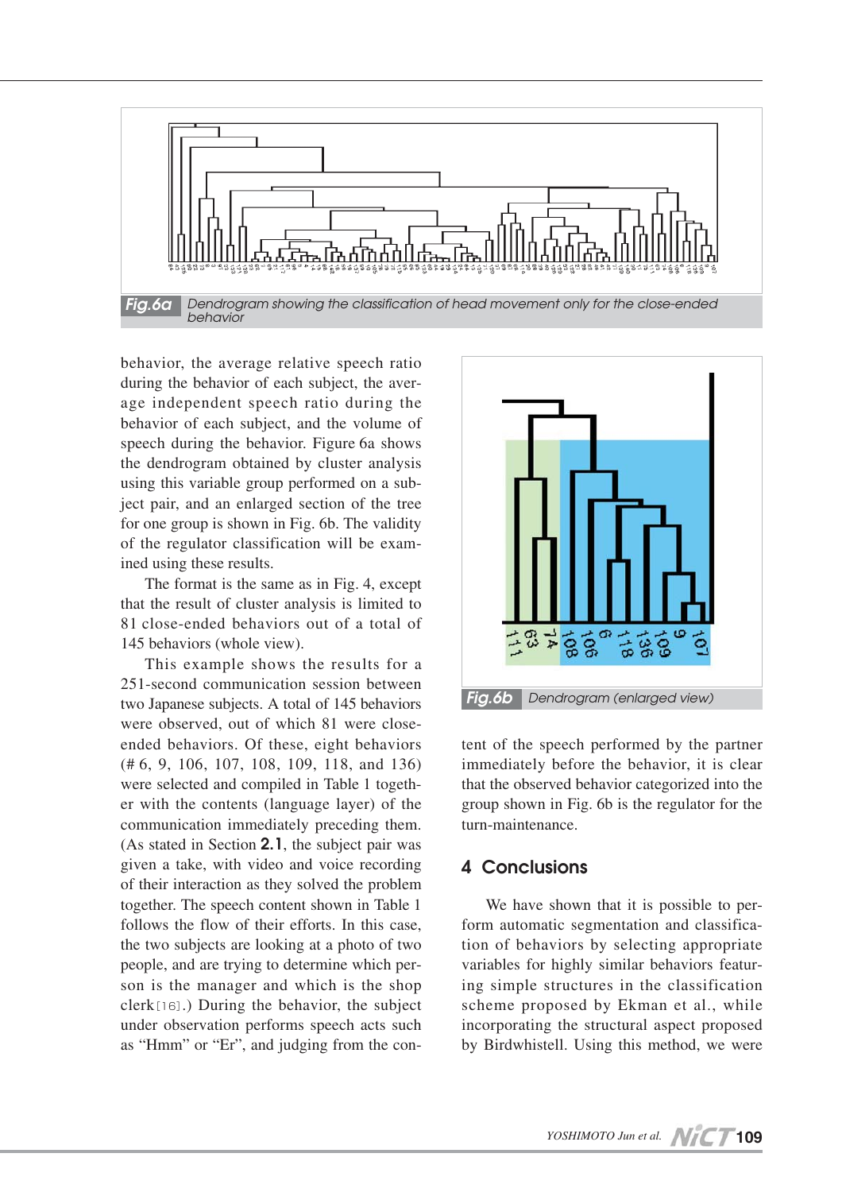Fig.6a Dendrogram showing the classification of head movement only for the close-ended behavior

behavior, the average relative speech ratio during the behavior of each subject, the average independent speech ratio during the behavior of each subject, and the volume of speech during the behavior. Figure 6a shows the dendrogram obtained by cluster analysis using this variable group performed on a subject pair, and an enlarged section of the tree for one group is shown in Fig. 6b. The validity of the regulator classification will be examined using these results.

The format is the same as in Fig. 4, except that the result of cluster analysis is limited to 81 close-ended behaviors out of a total of 145 behaviors (whole view).

This example shows the results for a 251-second communication session between two Japanese subjects. A total of 145 behaviors were observed, out of which 81 were close-ended behaviors. Of these, eight behaviors (# 6, 9, 106, 107, 108, 109, 118, and 136) were selected and compiled in Table 1 together with the contents (language layer) of the communication immediately preceding them. (As stated in Section **2.1**, the subject pair was given a take, with video and voice recording of their interaction as they solved the problem together. The speech content shown in Table 1 follows the flow of their efforts. In this case, the two subjects are looking at a photo of two people, and are trying to determine which person is the manager and which is the shop clerk[16].) During the behavior, the subject under observation performs speech acts such as "Hmm" or "Er", and judging from the content of the speech performed by the partner immediately before the behavior, it is clear that the observed behavior categorized into the group shown in Fig. 6b is the regulator for the turn-maintenance.

Fig.6b Dendrogram (enlarged view)

## 4 Conclusions

We have shown that it is possible to perform automatic segmentation and classification of behaviors by selecting appropriate variables for highly similar behaviors featuring simple structures in the classification scheme proposed by Ekman et al., while incorporating the structural aspect proposed by Birdwhistell. Using this method, we were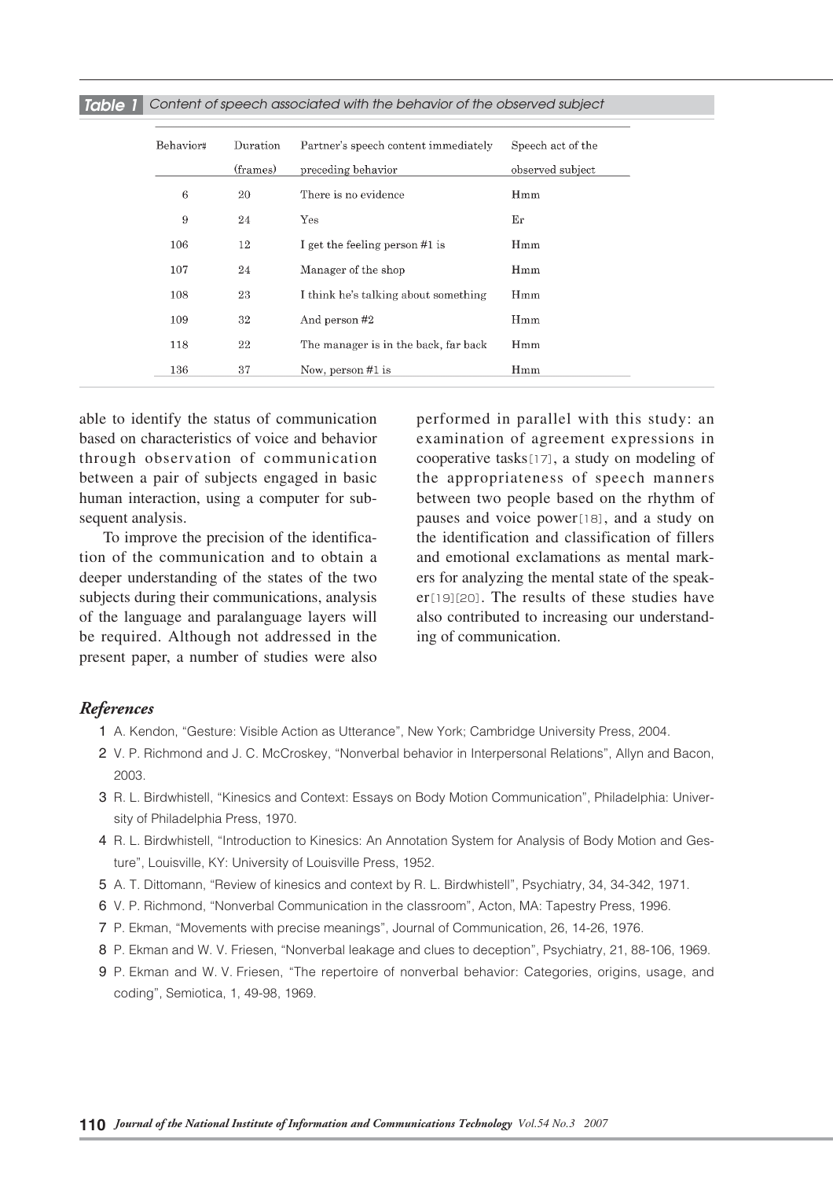**Table 1** Content of speech associated with the behavior of the observed subject

| Behavior# | Duration (frames) | Partner's speech content immediately preceding behavior | Speech act of the observed subject |
|---|---|---|---|
| 6 | 20 | There is no evidence | Hmm |
| 9 | 24 | Yes | Er |
| 106 | 12 | I get the feeling person #1 is | Hmm |
| 107 | 24 | Manager of the shop | Hmm |
| 108 | 23 | I think he's talking about something | Hmm |
| 109 | 32 | And person #2 | Hmm |
| 118 | 22 | The manager is in the back, far back | Hmm |
| 136 | 37 | Now, person #1 is | Hmm |

able to identify the status of communication based on characteristics of voice and behavior through observation of communication between a pair of subjects engaged in basic human interaction, using a computer for subsequent analysis.

To improve the precision of the identification of the communication and to obtain a deeper understanding of the states of the two subjects during their communications, analysis of the language and paralanguage layers will be required. Although not addressed in the present paper, a number of studies were also performed in parallel with this study: an examination of agreement expressions in cooperative tasks[17], a study on modeling of the appropriateness of speech manners between two people based on the rhythm of pauses and voice power[18], and a study on the identification and classification of fillers and emotional exclamations as mental markers for analyzing the mental state of the speaker[19][20]. The results of these studies have also contributed to increasing our understanding of communication.

## References

1. A. Kendon, "Gesture: Visible Action as Utterance", New York; Cambridge University Press, 2004.
2. V. P. Richmond and J. C. McCroskey, "Nonverbal behavior in Interpersonal Relations", Allyn and Bacon, 2003.
3. R. L. Birdwhistell, "Kinesics and Context: Essays on Body Motion Communication", Philadelphia: University of Philadelphia Press, 1970.
4. R. L. Birdwhistell, "Introduction to Kinesics: An Annotation System for Analysis of Body Motion and Gesture", Louisville, KY: University of Louisville Press, 1952.
5. A. T. Dittomann, "Review of kinesics and context by R. L. Birdwhistell", Psychiatry, 34, 34-342, 1971.
6. V. P. Richmond, "Nonverbal Communication in the classroom", Acton, MA: Tapestry Press, 1996.
7. P. Ekman, "Movements with precise meanings", Journal of Communication, 26, 14-26, 1976.
8. P. Ekman and W. V. Friesen, "Nonverbal leakage and clues to deception", Psychiatry, 21, 88-106, 1969.
9. P. Ekman and W. V. Friesen, "The repertoire of nonverbal behavior: Categories, origins, usage, and coding", Semiotica, 1, 49-98, 1969.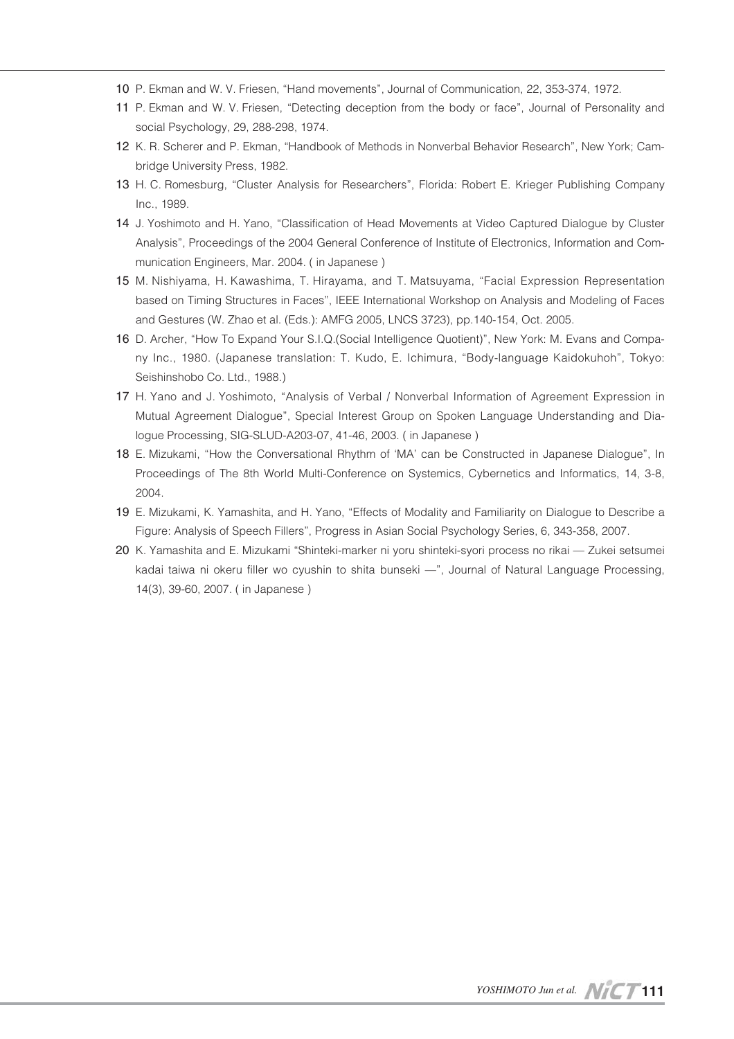10 P. Ekman and W. V. Friesen, “Hand movements”, Journal of Communication, 22, 353-374, 1972.

11 P. Ekman and W. V. Friesen, “Detecting deception from the body or face”, Journal of Personality and social Psychology, 29, 288-298, 1974.

12 K. R. Scherer and P. Ekman, “Handbook of Methods in Nonverbal Behavior Research”, New York; Cambridge University Press, 1982.

13 H. C. Romesburg, “Cluster Analysis for Researchers”, Florida: Robert E. Krieger Publishing Company Inc., 1989.

14 J. Yoshimoto and H. Yano, “Classification of Head Movements at Video Captured Dialogue by Cluster Analysis”, Proceedings of the 2004 General Conference of Institute of Electronics, Information and Communication Engineers, Mar. 2004. ( in Japanese )

15 M. Nishiyama, H. Kawashima, T. Hirayama, and T. Matsuyama, “Facial Expression Representation based on Timing Structures in Faces”, IEEE International Workshop on Analysis and Modeling of Faces and Gestures (W. Zhao et al. (Eds.): AMFG 2005, LNCS 3723), pp.140-154, Oct. 2005.

16 D. Archer, “How To Expand Your S.I.Q.(Social Intelligence Quotient)”, New York: M. Evans and Company Inc., 1980. (Japanese translation: T. Kudo, E. Ichimura, “Body-language Kaidokuhoh”, Tokyo: Seishinshobo Co. Ltd., 1988.)

17 H. Yano and J. Yoshimoto, “Analysis of Verbal / Nonverbal Information of Agreement Expression in Mutual Agreement Dialogue”, Special Interest Group on Spoken Language Understanding and Dialogue Processing, SIG-SLUD-A203-07, 41-46, 2003. ( in Japanese )

18 E. Mizukami, “How the Conversational Rhythm of ‘MA’ can be Constructed in Japanese Dialogue”, In Proceedings of The 8th World Multi-Conference on Systemics, Cybernetics and Informatics, 14, 3-8, 2004.

19 E. Mizukami, K. Yamashita, and H. Yano, “Effects of Modality and Familiarity on Dialogue to Describe a Figure: Analysis of Speech Fillers”, Progress in Asian Social Psychology Series, 6, 343-358, 2007.

20 K. Yamashita and E. Mizukami “Shinteki-marker ni yoru shinteki-syori process no rikai — Zukei setsumei kadai taiwa ni okeru filler wo cyushin to shita bunseki —”, Journal of Natural Language Processing, 14(3), 39-60, 2007. ( in Japanese )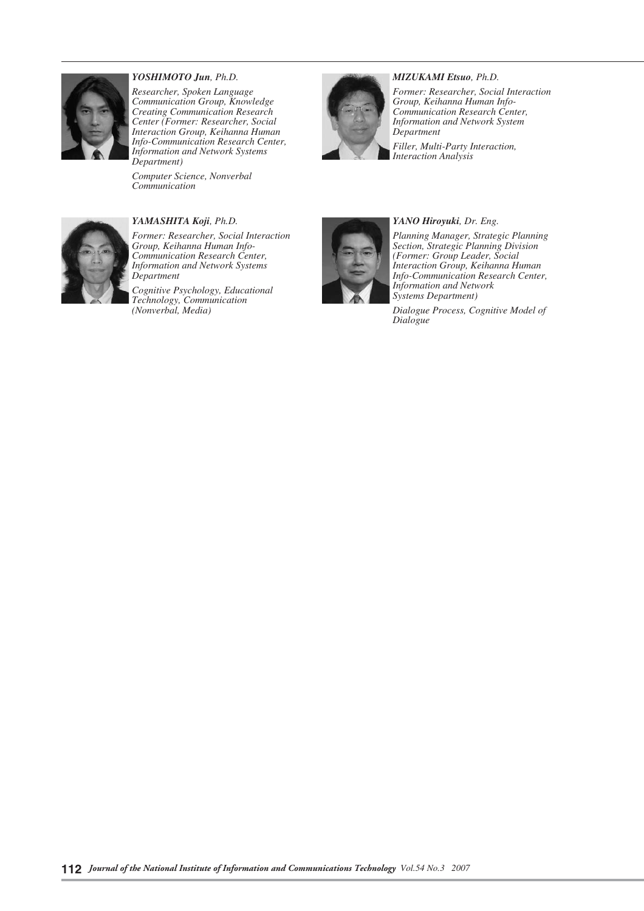***YOSHIMOTO Jun**, Ph.D.*

*Researcher, Spoken Language Communication Group, Knowledge Creating Communication Research Center (Former: Researcher, Social Interaction Group, Keihanna Human Info-Communication Research Center, Information and Network Systems Department)*

*Computer Science, Nonverbal Communication*

***MIZUKAMI Etsuo**, Ph.D.*

*Former: Researcher, Social Interaction Group, Keihanna Human Info-Communication Research Center, Information and Network System Department*

*Filler, Multi-Party Interaction, Interaction Analysis*

***YAMASHITA Koji**, Ph.D.*

*Former: Researcher, Social Interaction Group, Keihanna Human Info-Communication Research Center, Information and Network Systems Department*

*Cognitive Psychology, Educational Technology, Communication (Nonverbal, Media)*

***YANO Hiroyuki**, Dr. Eng.*

*Planning Manager, Strategic Planning Section, Strategic Planning Division (Former: Group Leader, Social Interaction Group, Keihanna Human Info-Communication Research Center, Information and Network Systems Department)*

*Dialogue Process, Cognitive Model of Dialogue*